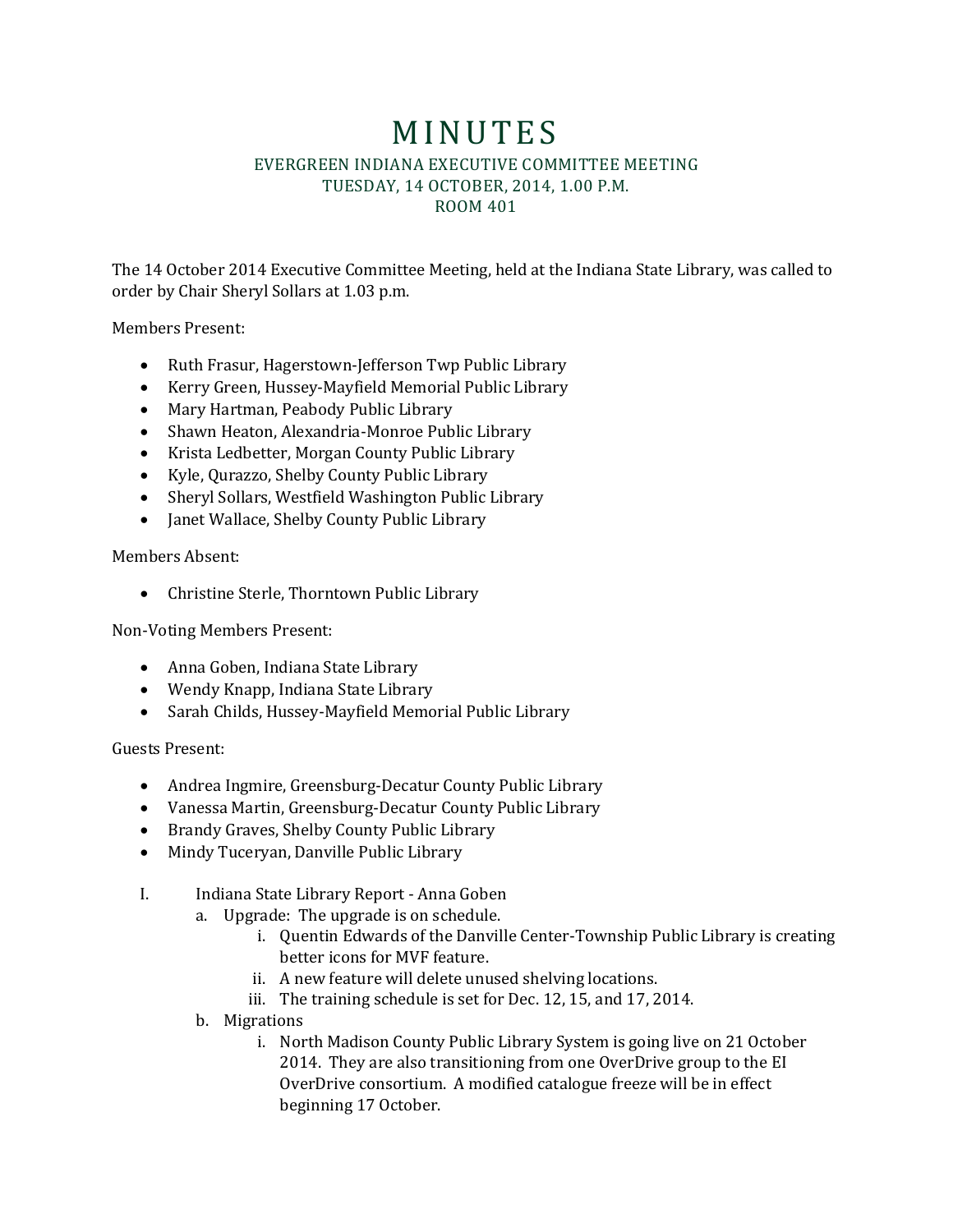# MINUTES

EVERGREEN INDIANA EXECUTIVE COMMITTEE MEETING
TUESDAY, 14 OCTOBER, 2014, 1.00 P.M.
ROOM 401

The 14 October 2014 Executive Committee Meeting, held at the Indiana State Library, was called to order by Chair Sheryl Sollars at 1.03 p.m.

Members Present:

- Ruth Frasur, Hagerstown-Jefferson Twp Public Library
- Kerry Green, Hussey-Mayfield Memorial Public Library
- Mary Hartman, Peabody Public Library
- Shawn Heaton, Alexandria-Monroe Public Library
- Krista Ledbetter, Morgan County Public Library
- Kyle, Qurazzo, Shelby County Public Library
- Sheryl Sollars, Westfield Washington Public Library
- Janet Wallace, Shelby County Public Library

Members Absent:

- Christine Sterle, Thorntown Public Library

Non-Voting Members Present:

- Anna Goben, Indiana State Library
- Wendy Knapp, Indiana State Library
- Sarah Childs, Hussey-Mayfield Memorial Public Library

Guests Present:

- Andrea Ingmire, Greensburg-Decatur County Public Library
- Vanessa Martin, Greensburg-Decatur County Public Library
- Brandy Graves, Shelby County Public Library
- Mindy Tuceryan, Danville Public Library

I. Indiana State Library Report - Anna Goben
   a. Upgrade: The upgrade is on schedule.
      i. Quentin Edwards of the Danville Center-Township Public Library is creating better icons for MVF feature.
      ii. A new feature will delete unused shelving locations.
      iii. The training schedule is set for Dec. 12, 15, and 17, 2014.
   b. Migrations
      i. North Madison County Public Library System is going live on 21 October 2014. They are also transitioning from one OverDrive group to the EI OverDrive consortium. A modified catalogue freeze will be in effect beginning 17 October.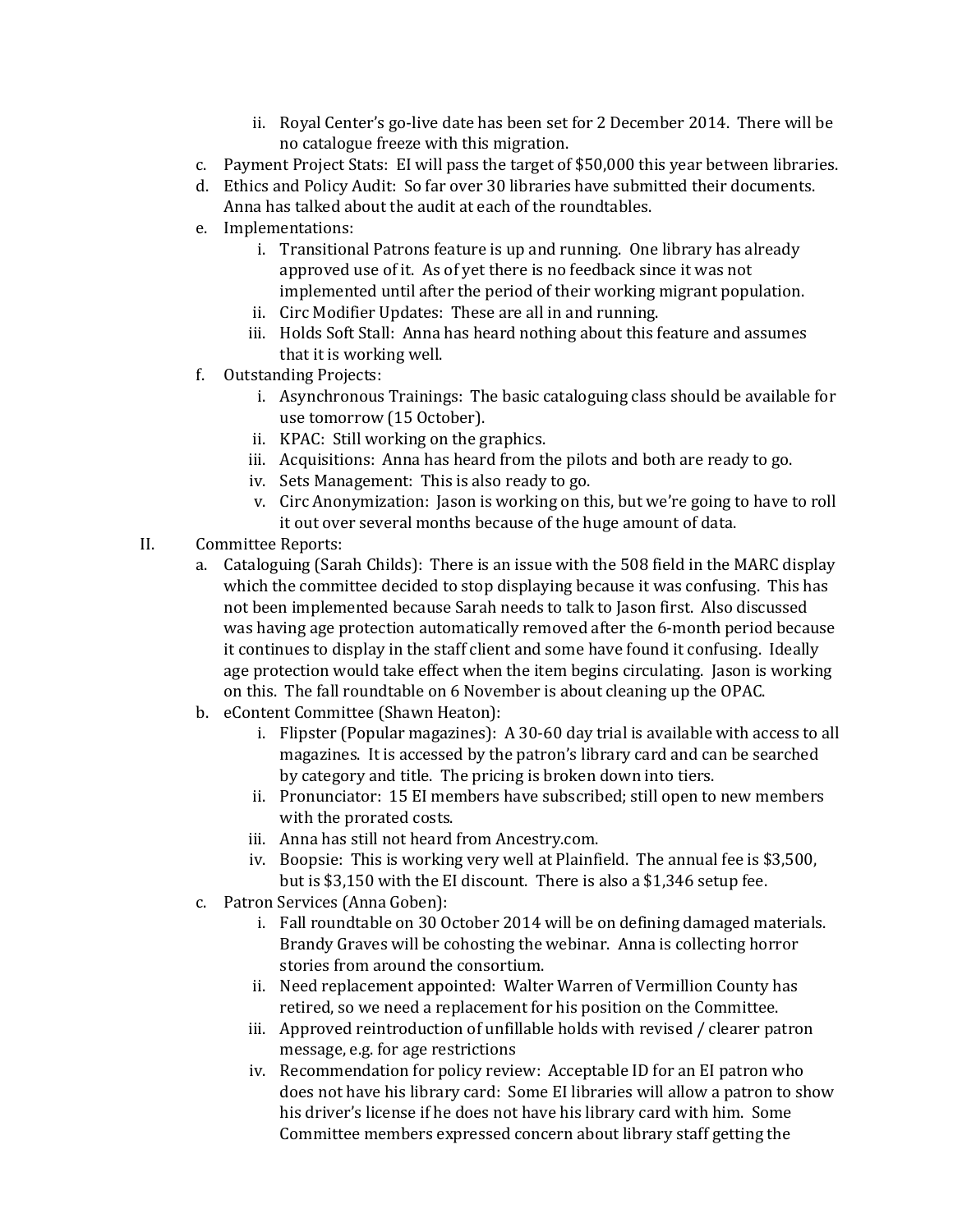- ii. Royal Center's go-live date has been set for 2 December 2014. There will be no catalogue freeze with this migration.
- c. Payment Project Stats: EI will pass the target of $50,000 this year between libraries.
- d. Ethics and Policy Audit: So far over 30 libraries have submitted their documents. Anna has talked about the audit at each of the roundtables.
- e. Implementations:
   - i. Transitional Patrons feature is up and running. One library has already approved use of it. As of yet there is no feedback since it was not implemented until after the period of their working migrant population.
   - ii. Circ Modifier Updates: These are all in and running.
   - iii. Holds Soft Stall: Anna has heard nothing about this feature and assumes that it is working well.
- f. Outstanding Projects:
   - i. Asynchronous Trainings: The basic cataloguing class should be available for use tomorrow (15 October).
   - ii. KPAC: Still working on the graphics.
   - iii. Acquisitions: Anna has heard from the pilots and both are ready to go.
   - iv. Sets Management: This is also ready to go.
   - v. Circ Anonymization: Jason is working on this, but we're going to have to roll it out over several months because of the huge amount of data.

II. Committee Reports:

- a. Cataloguing (Sarah Childs): There is an issue with the 508 field in the MARC display which the committee decided to stop displaying because it was confusing. This has not been implemented because Sarah needs to talk to Jason first. Also discussed was having age protection automatically removed after the 6-month period because it continues to display in the staff client and some have found it confusing. Ideally age protection would take effect when the item begins circulating. Jason is working on this. The fall roundtable on 6 November is about cleaning up the OPAC.
- b. eContent Committee (Shawn Heaton):
   - i. Flipster (Popular magazines): A 30-60 day trial is available with access to all magazines. It is accessed by the patron's library card and can be searched by category and title. The pricing is broken down into tiers.
   - ii. Pronunciator: 15 EI members have subscribed; still open to new members with the prorated costs.
   - iii. Anna has still not heard from Ancestry.com.
   - iv. Boopsie: This is working very well at Plainfield. The annual fee is $3,500, but is $3,150 with the EI discount. There is also a $1,346 setup fee.
- c. Patron Services (Anna Goben):
   - i. Fall roundtable on 30 October 2014 will be on defining damaged materials. Brandy Graves will be cohosting the webinar. Anna is collecting horror stories from around the consortium.
   - ii. Need replacement appointed: Walter Warren of Vermillion County has retired, so we need a replacement for his position on the Committee.
   - iii. Approved reintroduction of unfillable holds with revised / clearer patron message, e.g. for age restrictions
   - iv. Recommendation for policy review: Acceptable ID for an EI patron who does not have his library card: Some EI libraries will allow a patron to show his driver's license if he does not have his library card with him. Some Committee members expressed concern about library staff getting the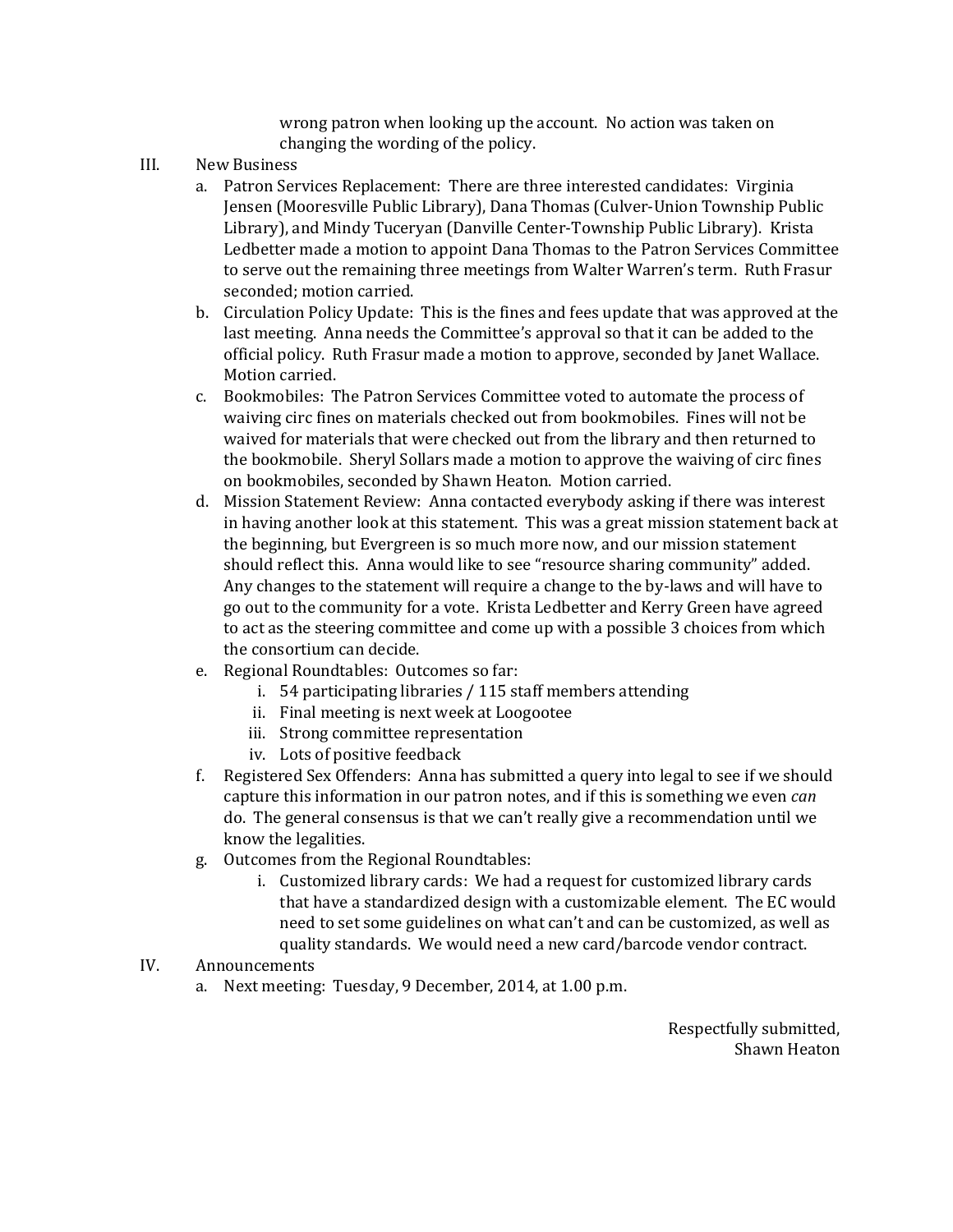wrong patron when looking up the account. No action was taken on changing the wording of the policy.

III. New Business

a. Patron Services Replacement: There are three interested candidates: Virginia Jensen (Mooresville Public Library), Dana Thomas (Culver-Union Township Public Library), and Mindy Tuceryan (Danville Center-Township Public Library). Krista Ledbetter made a motion to appoint Dana Thomas to the Patron Services Committee to serve out the remaining three meetings from Walter Warren's term. Ruth Frasur seconded; motion carried.

b. Circulation Policy Update: This is the fines and fees update that was approved at the last meeting. Anna needs the Committee's approval so that it can be added to the official policy. Ruth Frasur made a motion to approve, seconded by Janet Wallace. Motion carried.

c. Bookmobiles: The Patron Services Committee voted to automate the process of waiving circ fines on materials checked out from bookmobiles. Fines will not be waived for materials that were checked out from the library and then returned to the bookmobile. Sheryl Sollars made a motion to approve the waiving of circ fines on bookmobiles, seconded by Shawn Heaton. Motion carried.

d. Mission Statement Review: Anna contacted everybody asking if there was interest in having another look at this statement. This was a great mission statement back at the beginning, but Evergreen is so much more now, and our mission statement should reflect this. Anna would like to see "resource sharing community" added. Any changes to the statement will require a change to the by-laws and will have to go out to the community for a vote. Krista Ledbetter and Kerry Green have agreed to act as the steering committee and come up with a possible 3 choices from which the consortium can decide.

e. Regional Roundtables: Outcomes so far:
   i. 54 participating libraries / 115 staff members attending
   ii. Final meeting is next week at Loogootee
   iii. Strong committee representation
   iv. Lots of positive feedback

f. Registered Sex Offenders: Anna has submitted a query into legal to see if we should capture this information in our patron notes, and if this is something we even *can* do. The general consensus is that we can't really give a recommendation until we know the legalities.

g. Outcomes from the Regional Roundtables:
   i. Customized library cards: We had a request for customized library cards that have a standardized design with a customizable element. The EC would need to set some guidelines on what can't and can be customized, as well as quality standards. We would need a new card/barcode vendor contract.

IV. Announcements

a. Next meeting: Tuesday, 9 December, 2014, at 1.00 p.m.

Respectfully submitted,
Shawn Heaton